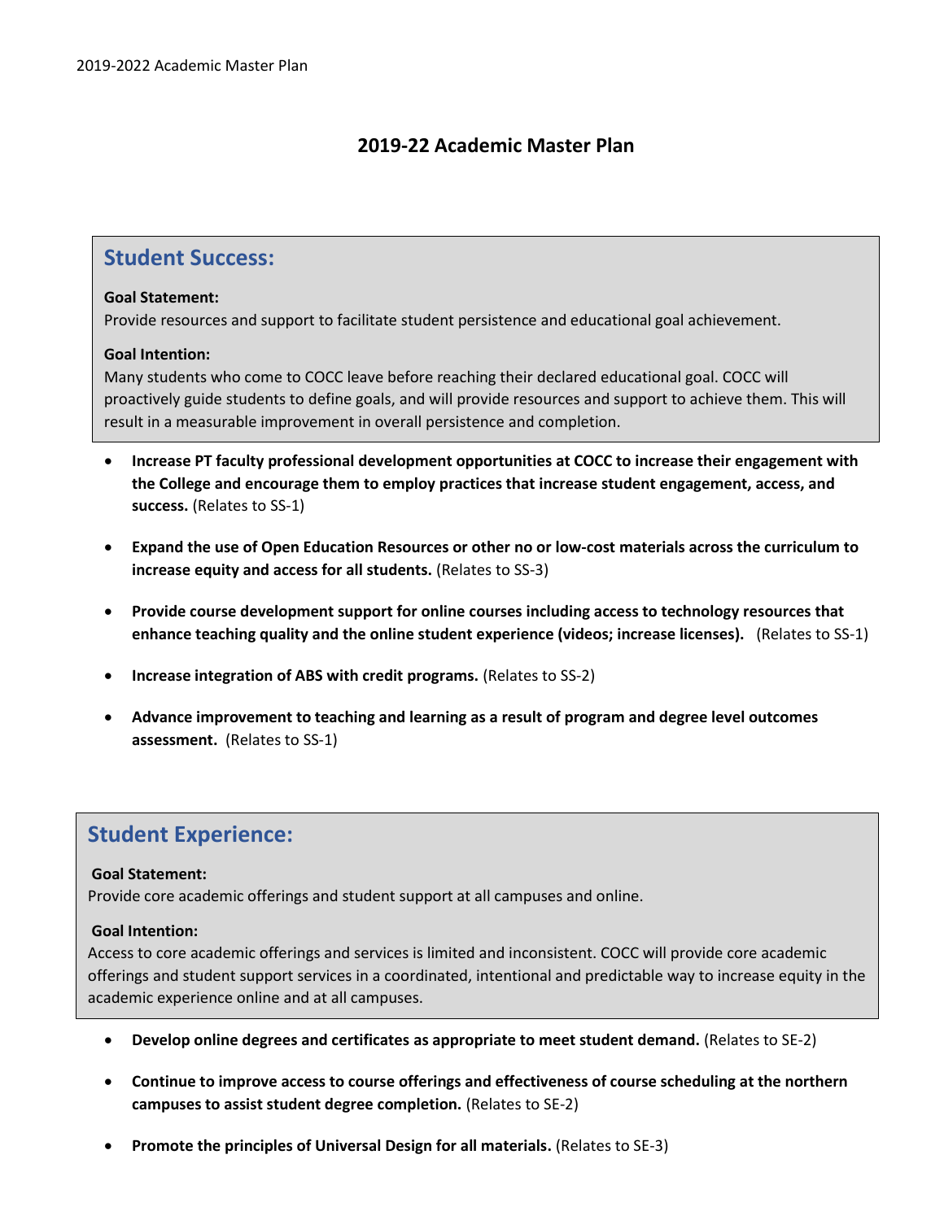# 2019-22 Academic Master Plan

## Student Success:

**Goal Statement:**
Provide resources and support to facilitate student persistence and educational goal achievement.

**Goal Intention:**
Many students who come to COCC leave before reaching their declared educational goal. COCC will proactively guide students to define goals, and will provide resources and support to achieve them. This will result in a measurable improvement in overall persistence and completion.

- **Increase PT faculty professional development opportunities at COCC to increase their engagement with the College and encourage them to employ practices that increase student engagement, access, and success.** (Relates to SS-1)
- **Expand the use of Open Education Resources or other no or low-cost materials across the curriculum to increase equity and access for all students.** (Relates to SS-3)
- **Provide course development support for online courses including access to technology resources that enhance teaching quality and the online student experience (videos; increase licenses).** (Relates to SS-1)
- **Increase integration of ABS with credit programs.** (Relates to SS-2)
- **Advance improvement to teaching and learning as a result of program and degree level outcomes assessment.** (Relates to SS-1)

## Student Experience:

**Goal Statement:**
Provide core academic offerings and student support at all campuses and online.

**Goal Intention:**
Access to core academic offerings and services is limited and inconsistent. COCC will provide core academic offerings and student support services in a coordinated, intentional and predictable way to increase equity in the academic experience online and at all campuses.

- **Develop online degrees and certificates as appropriate to meet student demand.** (Relates to SE-2)
- **Continue to improve access to course offerings and effectiveness of course scheduling at the northern campuses to assist student degree completion.** (Relates to SE-2)
- **Promote the principles of Universal Design for all materials.** (Relates to SE-3)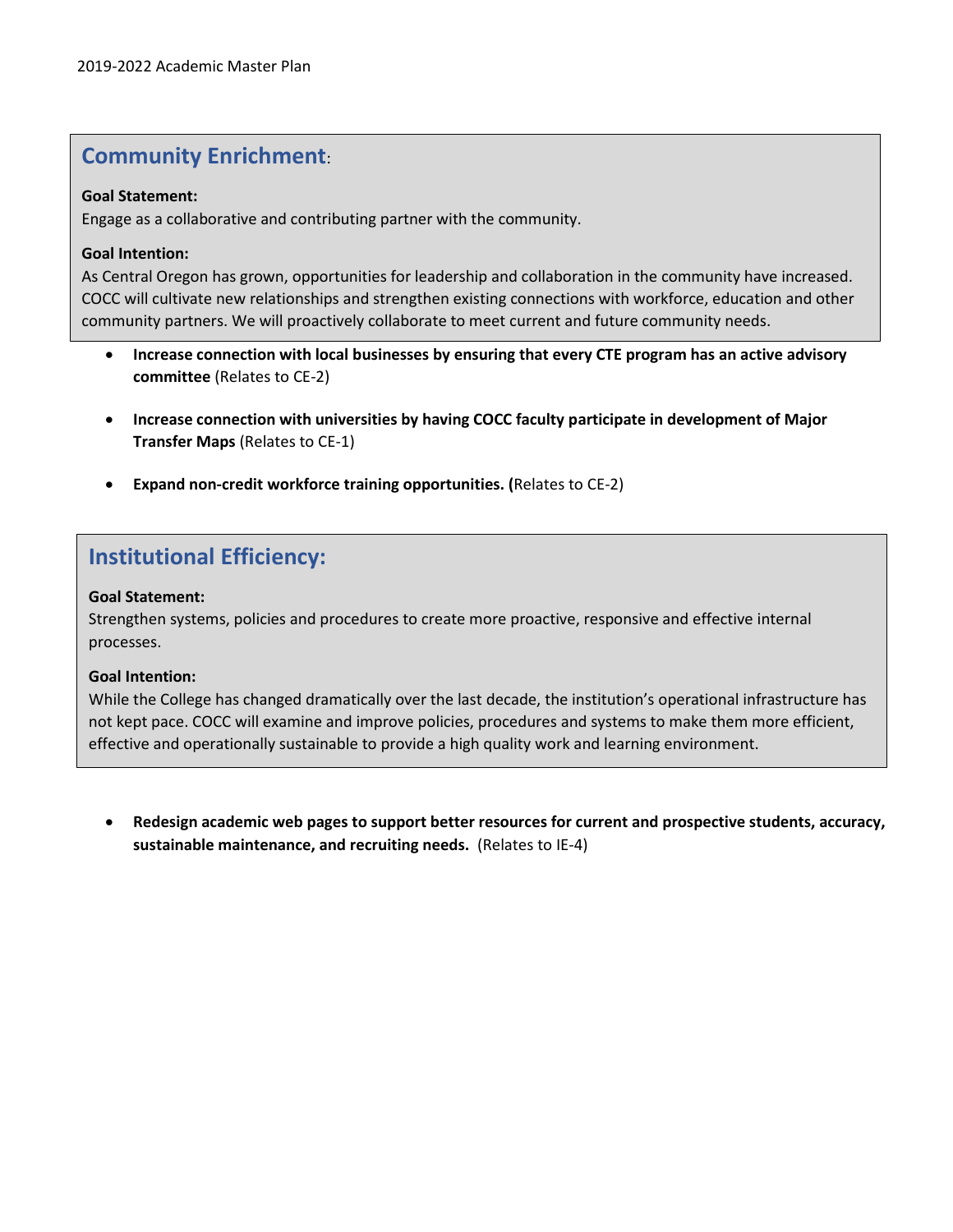## Community Enrichment:

**Goal Statement:**
Engage as a collaborative and contributing partner with the community.

**Goal Intention:**
As Central Oregon has grown, opportunities for leadership and collaboration in the community have increased. COCC will cultivate new relationships and strengthen existing connections with workforce, education and other community partners. We will proactively collaborate to meet current and future community needs.

- **Increase connection with local businesses by ensuring that every CTE program has an active advisory committee** (Relates to CE-2)
- **Increase connection with universities by having COCC faculty participate in development of Major Transfer Maps** (Relates to CE-1)
- **Expand non-credit workforce training opportunities. (**Relates to CE-2)

## Institutional Efficiency:

**Goal Statement:**
Strengthen systems, policies and procedures to create more proactive, responsive and effective internal processes.

**Goal Intention:**
While the College has changed dramatically over the last decade, the institution's operational infrastructure has not kept pace. COCC will examine and improve policies, procedures and systems to make them more efficient, effective and operationally sustainable to provide a high quality work and learning environment.

- **Redesign academic web pages to support better resources for current and prospective students, accuracy, sustainable maintenance, and recruiting needs.** (Relates to IE-4)